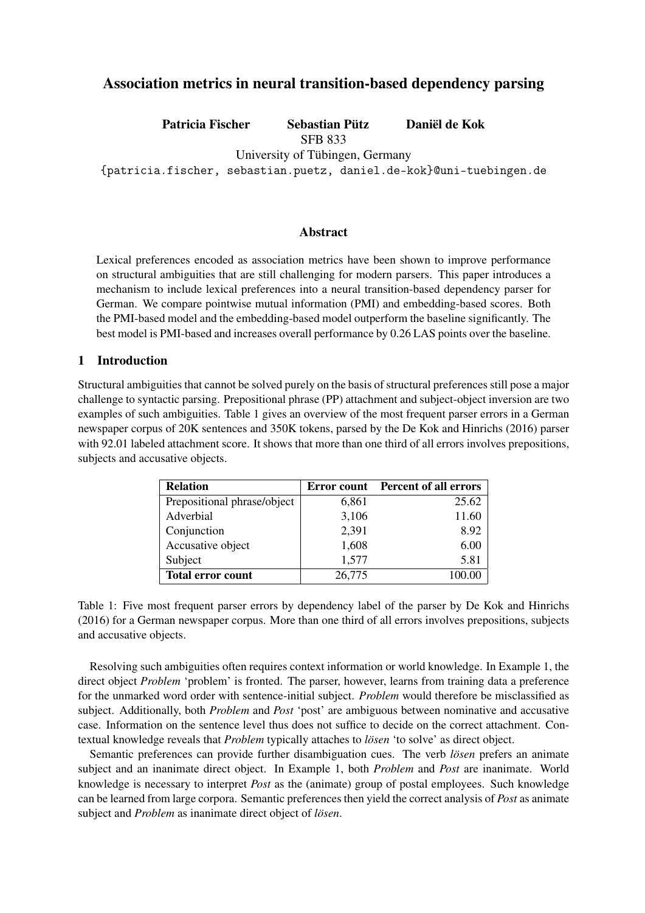# Association metrics in neural transition-based dependency parsing

**Patricia Fischer** **Sebastian Pütz** **Daniël de Kok**
SFB 833
University of Tübingen, Germany
{patricia.fischer, sebastian.puetz, daniel.de-kok}@uni-tuebingen.de

## Abstract

Lexical preferences encoded as association metrics have been shown to improve performance on structural ambiguities that are still challenging for modern parsers. This paper introduces a mechanism to include lexical preferences into a neural transition-based dependency parser for German. We compare pointwise mutual information (PMI) and embedding-based scores. Both the PMI-based model and the embedding-based model outperform the baseline significantly. The best model is PMI-based and increases overall performance by 0.26 LAS points over the baseline.

## 1 Introduction

Structural ambiguities that cannot be solved purely on the basis of structural preferences still pose a major challenge to syntactic parsing. Prepositional phrase (PP) attachment and subject-object inversion are two examples of such ambiguities. Table 1 gives an overview of the most frequent parser errors in a German newspaper corpus of 20K sentences and 350K tokens, parsed by the De Kok and Hinrichs (2016) parser with 92.01 labeled attachment score. It shows that more than one third of all errors involves prepositions, subjects and accusative objects.

| Relation | Error count | Percent of all errors |
|---|---|---|
| Prepositional phrase/object | 6,861 | 25.62 |
| Adverbial | 3,106 | 11.60 |
| Conjunction | 2,391 | 8.92 |
| Accusative object | 1,608 | 6.00 |
| Subject | 1,577 | 5.81 |
| **Total error count** | 26,775 | 100.00 |

Table 1: Five most frequent parser errors by dependency label of the parser by De Kok and Hinrichs (2016) for a German newspaper corpus. More than one third of all errors involves prepositions, subjects and accusative objects.

Resolving such ambiguities often requires context information or world knowledge. In Example 1, the direct object *Problem* 'problem' is fronted. The parser, however, learns from training data a preference for the unmarked word order with sentence-initial subject. *Problem* would therefore be misclassified as subject. Additionally, both *Problem* and *Post* 'post' are ambiguous between nominative and accusative case. Information on the sentence level thus does not suffice to decide on the correct attachment. Contextual knowledge reveals that *Problem* typically attaches to *lösen* 'to solve' as direct object.

Semantic preferences can provide further disambiguation cues. The verb *lösen* prefers an animate subject and an inanimate direct object. In Example 1, both *Problem* and *Post* are inanimate. World knowledge is necessary to interpret *Post* as the (animate) group of postal employees. Such knowledge can be learned from large corpora. Semantic preferences then yield the correct analysis of *Post* as animate subject and *Problem* as inanimate direct object of *lösen*.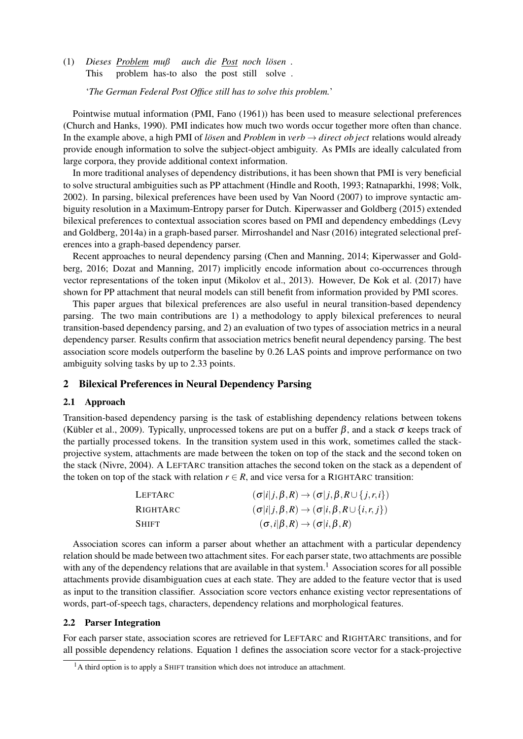(1) *Dieses* *Problem* *muß* *auch* *die* *Post* *noch* *lösen* .
This problem has-to also the post still solve .

'*The German Federal Post Office still has to solve this problem.*'

Pointwise mutual information (PMI, Fano (1961)) has been used to measure selectional preferences (Church and Hanks, 1990). PMI indicates how much two words occur together more often than chance. In the example above, a high PMI of *lösen* and *Problem* in *verb* $\rightarrow$ *direct object* relations would already provide enough information to solve the subject-object ambiguity. As PMIs are ideally calculated from large corpora, they provide additional context information.

In more traditional analyses of dependency distributions, it has been shown that PMI is very beneficial to solve structural ambiguities such as PP attachment (Hindle and Rooth, 1993; Ratnaparkhi, 1998; Volk, 2002). In parsing, bilexical preferences have been used by Van Noord (2007) to improve syntactic ambiguity resolution in a Maximum-Entropy parser for Dutch. Kiperwasser and Goldberg (2015) extended bilexical preferences to contextual association scores based on PMI and dependency embeddings (Levy and Goldberg, 2014a) in a graph-based parser. Mirroshandel and Nasr (2016) integrated selectional preferences into a graph-based dependency parser.

Recent approaches to neural dependency parsing (Chen and Manning, 2014; Kiperwasser and Goldberg, 2016; Dozat and Manning, 2017) implicitly encode information about co-occurrences through vector representations of the token input (Mikolov et al., 2013). However, De Kok et al. (2017) have shown for PP attachment that neural models can still benefit from information provided by PMI scores.

This paper argues that bilexical preferences are also useful in neural transition-based dependency parsing. The two main contributions are 1) a methodology to apply bilexical preferences to neural transition-based dependency parsing, and 2) an evaluation of two types of association metrics in a neural dependency parser. Results confirm that association metrics benefit neural dependency parsing. The best association score models outperform the baseline by 0.26 LAS points and improve performance on two ambiguity solving tasks by up to 2.33 points.

## 2 Bilexical Preferences in Neural Dependency Parsing

### 2.1 Approach

Transition-based dependency parsing is the task of establishing dependency relations between tokens (Kübler et al., 2009). Typically, unprocessed tokens are put on a buffer $\beta$, and a stack $\sigma$ keeps track of the partially processed tokens. In the transition system used in this work, sometimes called the stack-projective system, attachments are made between the token on top of the stack and the second token on the stack (Nivre, 2004). A LEFTARC transition attaches the second token on the stack as a dependent of the token on top of the stack with relation $r \in R$, and vice versa for a RIGHTARC transition:

$$
\begin{array}{ll}
\text{LEFTARC} & (\sigma|i|j, \beta, R) \rightarrow (\sigma|j, \beta, R \cup \{j, r, i\}) \\
\text{RIGHTARC} & (\sigma|i|j, \beta, R) \rightarrow (\sigma|i, \beta, R \cup \{i, r, j\}) \\
\text{SHIFT} & (\sigma, i|\beta, R) \rightarrow (\sigma|i, \beta, R)
\end{array}
$$

Association scores can inform a parser about whether an attachment with a particular dependency relation should be made between two attachment sites. For each parser state, two attachments are possible with any of the dependency relations that are available in that system.[1] Association scores for all possible attachments provide disambiguation cues at each state. They are added to the feature vector that is used as input to the transition classifier. Association score vectors enhance existing vector representations of words, part-of-speech tags, characters, dependency relations and morphological features.

### 2.2 Parser Integration

For each parser state, association scores are retrieved for LEFTARC and RIGHTARC transitions, and for all possible dependency relations. Equation 1 defines the association score vector for a stack-projective

[1] A third option is to apply a SHIFT transition which does not introduce an attachment.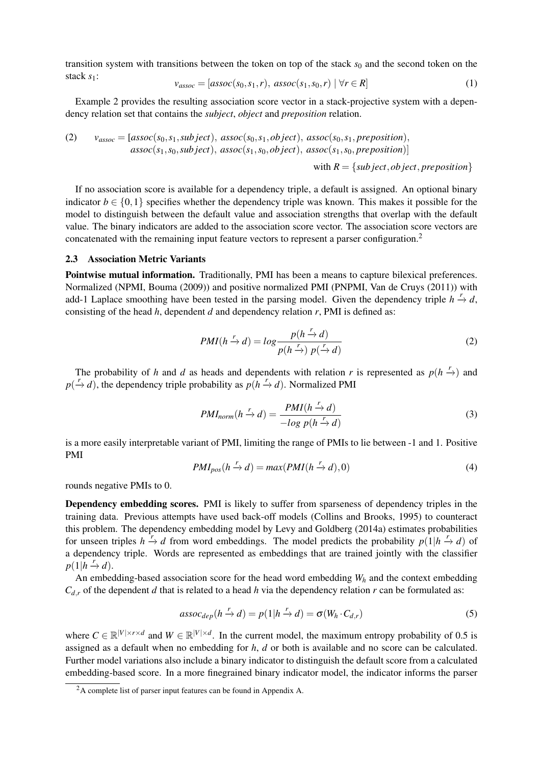transition system with transitions between the token on top of the stack $s_0$ and the second token on the stack $s_1$:

$$v_{assoc} = [assoc(s_0, s_1, r),\ assoc(s_1, s_0, r) \mid \forall r \in R] \tag{1}$$

Example 2 provides the resulting association score vector in a stack-projective system with a dependency relation set that contains the *subject*, *object* and *preposition* relation.

(2) $$v_{assoc} = [assoc(s_0, s_1, subject),\ assoc(s_0, s_1, object),\ assoc(s_0, s_1, preposition),\ assoc(s_1, s_0, subject),\ assoc(s_1, s_0, object),\ assoc(s_1, s_0, preposition)]$$

with $R = \{subject, object, preposition\}$

If no association score is available for a dependency triple, a default is assigned. An optional binary indicator $b \in \{0, 1\}$ specifies whether the dependency triple was known. This makes it possible for the model to distinguish between the default value and association strengths that overlap with the default value. The binary indicators are added to the association score vector. The association score vectors are concatenated with the remaining input feature vectors to represent a parser configuration.[2]

### 2.3 Association Metric Variants

**Pointwise mutual information.** Traditionally, PMI has been a means to capture bilexical preferences. Normalized (NPMI, Bouma (2009)) and positive normalized PMI (PNPMI, Van de Cruys (2011)) with add-1 Laplace smoothing have been tested in the parsing model. Given the dependency triple $h \xrightarrow{r} d$, consisting of the head $h$, dependent $d$ and dependency relation $r$, PMI is defined as:

$$PMI(h \xrightarrow{r} d) = log \frac{p(h \xrightarrow{r} d)}{p(h \xrightarrow{r})\ p(\xrightarrow{r} d)} \tag{2}$$

The probability of $h$ and $d$ as heads and dependents with relation $r$ is represented as $p(h \xrightarrow{r})$ and $p(\xrightarrow{r} d)$, the dependency triple probability as $p(h \xrightarrow{r} d)$. Normalized PMI

$$PMI_{norm}(h \xrightarrow{r} d) = \frac{PMI(h \xrightarrow{r} d)}{-log\ p(h \xrightarrow{r} d)} \tag{3}$$

is a more easily interpretable variant of PMI, limiting the range of PMIs to lie between -1 and 1. Positive PMI

$$PMI_{pos}(h \xrightarrow{r} d) = max(PMI(h \xrightarrow{r} d), 0) \tag{4}$$

rounds negative PMIs to 0.

**Dependency embedding scores.** PMI is likely to suffer from sparseness of dependency triples in the training data. Previous attempts have used back-off models (Collins and Brooks, 1995) to counteract this problem. The dependency embedding model by Levy and Goldberg (2014a) estimates probabilities for unseen triples $h \xrightarrow{r} d$ from word embeddings. The model predicts the probability $p(1|h \xrightarrow{r} d)$ of a dependency triple. Words are represented as embeddings that are trained jointly with the classifier $p(1|h \xrightarrow{r} d)$.

An embedding-based association score for the head word embedding $W_h$ and the context embedding $C_{d,r}$ of the dependent $d$ that is related to a head $h$ via the dependency relation $r$ can be formulated as:

$$assoc_{dep}(h \xrightarrow{r} d) = p(1|h \xrightarrow{r} d) = \sigma(W_h \cdot C_{d,r}) \tag{5}$$

where $C \in \mathbb{R}^{|V| \times r \times d}$ and $W \in \mathbb{R}^{|V| \times d}$. In the current model, the maximum entropy probability of 0.5 is assigned as a default when no embedding for $h$, $d$ or both is available and no score can be calculated. Further model variations also include a binary indicator to distinguish the default score from a calculated embedding-based score. In a more finegrained binary indicator model, the indicator informs the parser

[2] A complete list of parser input features can be found in Appendix A.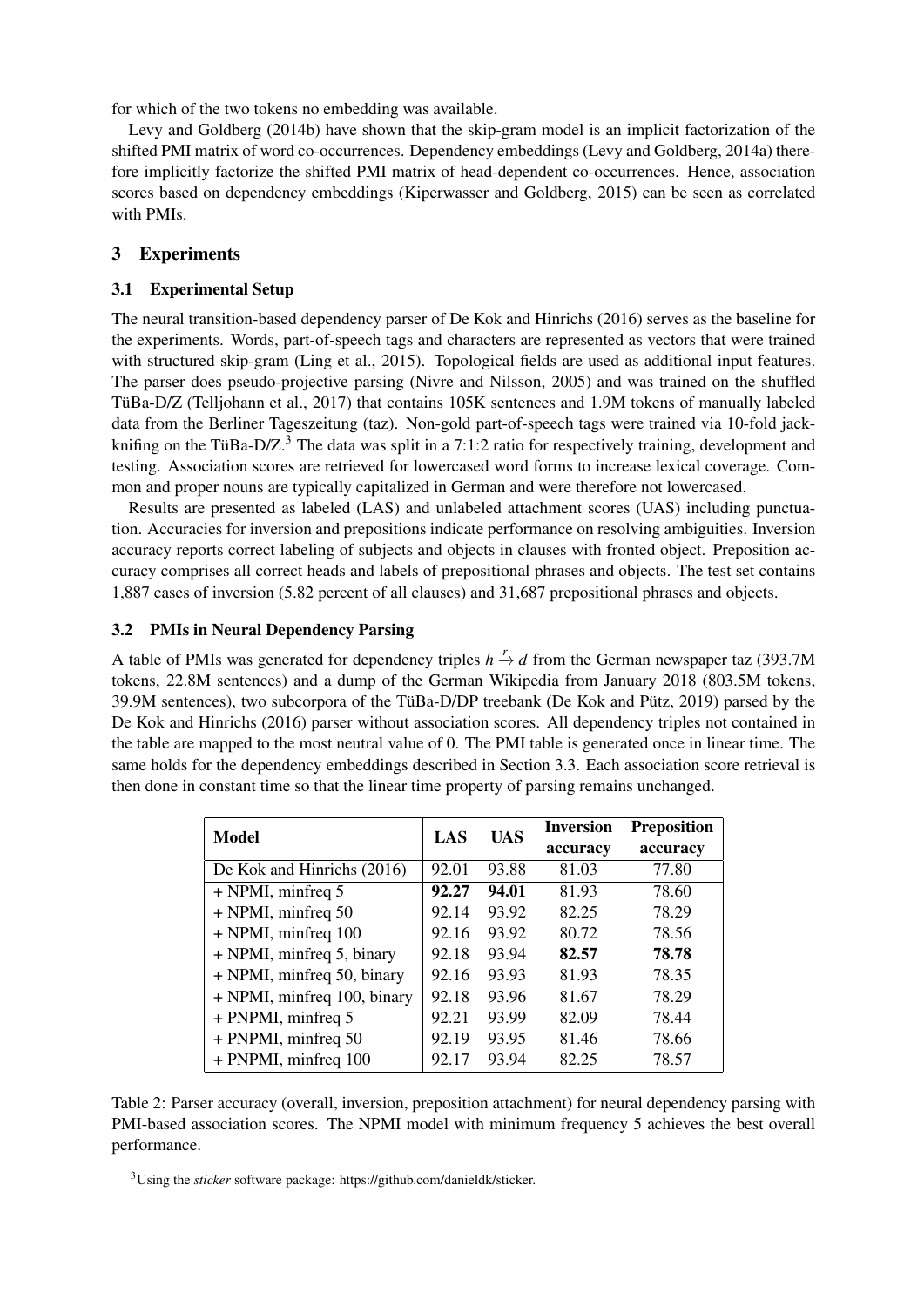for which of the two tokens no embedding was available.

Levy and Goldberg (2014b) have shown that the skip-gram model is an implicit factorization of the shifted PMI matrix of word co-occurrences. Dependency embeddings (Levy and Goldberg, 2014a) therefore implicitly factorize the shifted PMI matrix of head-dependent co-occurrences. Hence, association scores based on dependency embeddings (Kiperwasser and Goldberg, 2015) can be seen as correlated with PMIs.

## 3 Experiments

### 3.1 Experimental Setup

The neural transition-based dependency parser of De Kok and Hinrichs (2016) serves as the baseline for the experiments. Words, part-of-speech tags and characters are represented as vectors that were trained with structured skip-gram (Ling et al., 2015). Topological fields are used as additional input features. The parser does pseudo-projective parsing (Nivre and Nilsson, 2005) and was trained on the shuffled TüBa-D/Z (Telljohann et al., 2017) that contains 105K sentences and 1.9M tokens of manually labeled data from the Berliner Tageszeitung (taz). Non-gold part-of-speech tags were trained via 10-fold jackknifing on the TüBa-D/Z.[3] The data was split in a 7:1:2 ratio for respectively training, development and testing. Association scores are retrieved for lowercased word forms to increase lexical coverage. Common and proper nouns are typically capitalized in German and were therefore not lowercased.

Results are presented as labeled (LAS) and unlabeled attachment scores (UAS) including punctuation. Accuracies for inversion and prepositions indicate performance on resolving ambiguities. Inversion accuracy reports correct labeling of subjects and objects in clauses with fronted object. Preposition accuracy comprises all correct heads and labels of prepositional phrases and objects. The test set contains 1,887 cases of inversion (5.82 percent of all clauses) and 31,687 prepositional phrases and objects.

### 3.2 PMIs in Neural Dependency Parsing

A table of PMIs was generated for dependency triples $h \xrightarrow{r} d$ from the German newspaper taz (393.7M tokens, 22.8M sentences) and a dump of the German Wikipedia from January 2018 (803.5M tokens, 39.9M sentences), two subcorpora of the TüBa-D/DP treebank (De Kok and Pütz, 2019) parsed by the De Kok and Hinrichs (2016) parser without association scores. All dependency triples not contained in the table are mapped to the most neutral value of 0. The PMI table is generated once in linear time. The same holds for the dependency embeddings described in Section 3.3. Each association score retrieval is then done in constant time so that the linear time property of parsing remains unchanged.

| Model | LAS | UAS | Inversion accuracy | Preposition accuracy |
|---|---|---|---|---|
| De Kok and Hinrichs (2016) | 92.01 | 93.88 | 81.03 | 77.80 |
| + NPMI, minfreq 5 | **92.27** | **94.01** | 81.93 | 78.60 |
| + NPMI, minfreq 50 | 92.14 | 93.92 | 82.25 | 78.29 |
| + NPMI, minfreq 100 | 92.16 | 93.92 | 80.72 | 78.56 |
| + NPMI, minfreq 5, binary | 92.18 | 93.94 | **82.57** | **78.78** |
| + NPMI, minfreq 50, binary | 92.16 | 93.93 | 81.93 | 78.35 |
| + NPMI, minfreq 100, binary | 92.18 | 93.96 | 81.67 | 78.29 |
| + PNPMI, minfreq 5 | 92.21 | 93.99 | 82.09 | 78.44 |
| + PNPMI, minfreq 50 | 92.19 | 93.95 | 81.46 | 78.66 |
| + PNPMI, minfreq 100 | 92.17 | 93.94 | 82.25 | 78.57 |

Table 2: Parser accuracy (overall, inversion, preposition attachment) for neural dependency parsing with PMI-based association scores. The NPMI model with minimum frequency 5 achieves the best overall performance.

[3] Using the *sticker* software package: https://github.com/danieldk/sticker.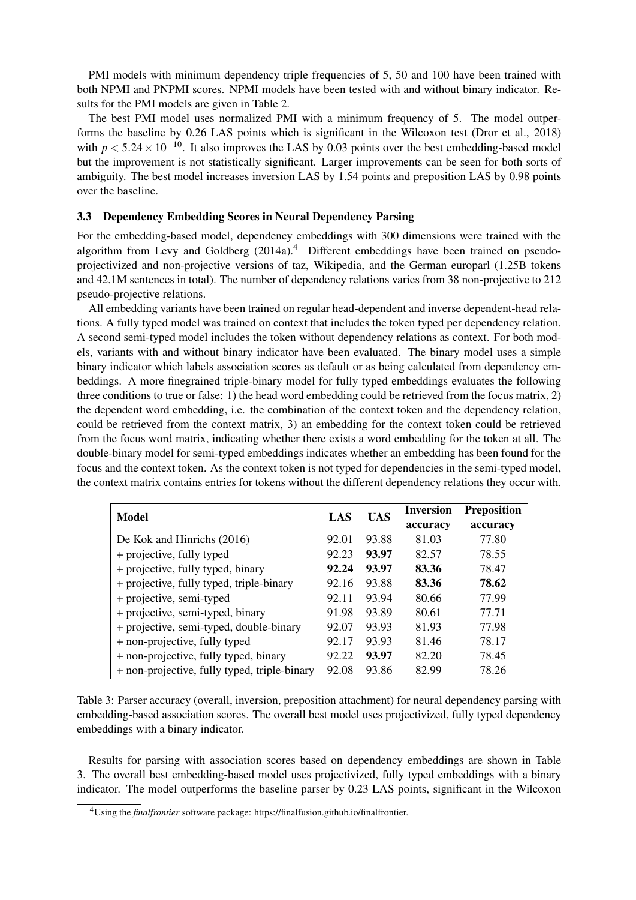PMI models with minimum dependency triple frequencies of 5, 50 and 100 have been trained with both NPMI and PNPMI scores. NPMI models have been tested with and without binary indicator. Results for the PMI models are given in Table 2.

The best PMI model uses normalized PMI with a minimum frequency of 5. The model outperforms the baseline by 0.26 LAS points which is significant in the Wilcoxon test (Dror et al., 2018) with $p < 5.24 \times 10^{-10}$. It also improves the LAS by 0.03 points over the best embedding-based model but the improvement is not statistically significant. Larger improvements can be seen for both sorts of ambiguity. The best model increases inversion LAS by 1.54 points and preposition LAS by 0.98 points over the baseline.

### 3.3 Dependency Embedding Scores in Neural Dependency Parsing

For the embedding-based model, dependency embeddings with 300 dimensions were trained with the algorithm from Levy and Goldberg (2014a).[4] Different embeddings have been trained on pseudo-projectivized and non-projective versions of taz, Wikipedia, and the German europarl (1.25B tokens and 42.1M sentences in total). The number of dependency relations varies from 38 non-projective to 212 pseudo-projective relations.

All embedding variants have been trained on regular head-dependent and inverse dependent-head relations. A fully typed model was trained on context that includes the token typed per dependency relation. A second semi-typed model includes the token without dependency relations as context. For both models, variants with and without binary indicator have been evaluated. The binary model uses a simple binary indicator which labels association scores as default or as being calculated from dependency embeddings. A more finegrained triple-binary model for fully typed embeddings evaluates the following three conditions to true or false: 1) the head word embedding could be retrieved from the focus matrix, 2) the dependent word embedding, i.e. the combination of the context token and the dependency relation, could be retrieved from the context matrix, 3) an embedding for the context token could be retrieved from the focus word matrix, indicating whether there exists a word embedding for the token at all. The double-binary model for semi-typed embeddings indicates whether an embedding has been found for the focus and the context token. As the context token is not typed for dependencies in the semi-typed model, the context matrix contains entries for tokens without the different dependency relations they occur with.

| Model | LAS | UAS | Inversion accuracy | Preposition accuracy |
|---|---|---|---|---|
| De Kok and Hinrichs (2016) | 92.01 | 93.88 | 81.03 | 77.80 |
| + projective, fully typed | 92.23 | **93.97** | 82.57 | 78.55 |
| + projective, fully typed, binary | **92.24** | **93.97** | **83.36** | 78.47 |
| + projective, fully typed, triple-binary | 92.16 | 93.88 | **83.36** | **78.62** |
| + projective, semi-typed | 92.11 | 93.94 | 80.66 | 77.99 |
| + projective, semi-typed, binary | 91.98 | 93.89 | 80.61 | 77.71 |
| + projective, semi-typed, double-binary | 92.07 | 93.93 | 81.93 | 77.98 |
| + non-projective, fully typed | 92.17 | 93.93 | 81.46 | 78.17 |
| + non-projective, fully typed, binary | 92.22 | **93.97** | 82.20 | 78.45 |
| + non-projective, fully typed, triple-binary | 92.08 | 93.86 | 82.99 | 78.26 |

Table 3: Parser accuracy (overall, inversion, preposition attachment) for neural dependency parsing with embedding-based association scores. The overall best model uses projectivized, fully typed dependency embeddings with a binary indicator.

Results for parsing with association scores based on dependency embeddings are shown in Table 3. The overall best embedding-based model uses projectivized, fully typed embeddings with a binary indicator. The model outperforms the baseline parser by 0.23 LAS points, significant in the Wilcoxon

[4] Using the *finalfrontier* software package: https://finalfusion.github.io/finalfrontier.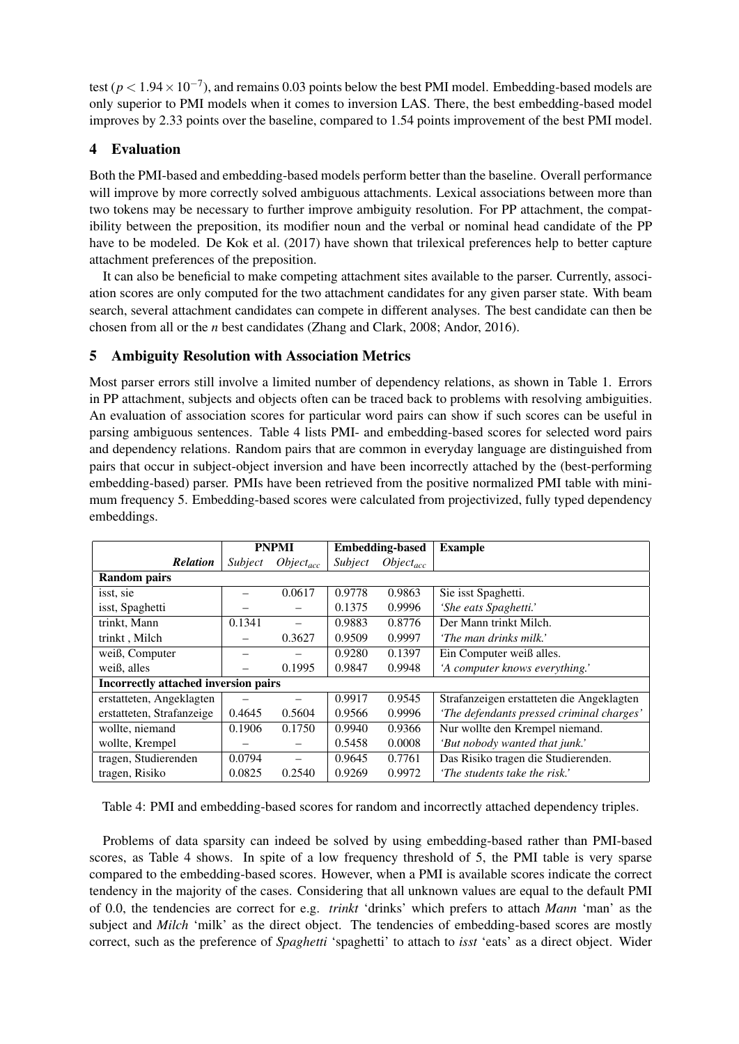test ($p < 1.94 \times 10^{-7}$), and remains 0.03 points below the best PMI model. Embedding-based models are only superior to PMI models when it comes to inversion LAS. There, the best embedding-based model improves by 2.33 points over the baseline, compared to 1.54 points improvement of the best PMI model.

## 4 Evaluation

Both the PMI-based and embedding-based models perform better than the baseline. Overall performance will improve by more correctly solved ambiguous attachments. Lexical associations between more than two tokens may be necessary to further improve ambiguity resolution. For PP attachment, the compatibility between the preposition, its modifier noun and the verbal or nominal head candidate of the PP have to be modeled. De Kok et al. (2017) have shown that trilexical preferences help to better capture attachment preferences of the preposition.

It can also be beneficial to make competing attachment sites available to the parser. Currently, association scores are only computed for the two attachment candidates for any given parser state. With beam search, several attachment candidates can compete in different analyses. The best candidate can then be chosen from all or the *n* best candidates (Zhang and Clark, 2008; Andor, 2016).

## 5 Ambiguity Resolution with Association Metrics

Most parser errors still involve a limited number of dependency relations, as shown in Table 1. Errors in PP attachment, subjects and objects often can be traced back to problems with resolving ambiguities. An evaluation of association scores for particular word pairs can show if such scores can be useful in parsing ambiguous sentences. Table 4 lists PMI- and embedding-based scores for selected word pairs and dependency relations. Random pairs that are common in everyday language are distinguished from pairs that occur in subject-object inversion and have been incorrectly attached by the (best-performing embedding-based) parser. PMIs have been retrieved from the positive normalized PMI table with minimum frequency 5. Embedding-based scores were calculated from projectivized, fully typed dependency embeddings.

| | **PNPMI** | | **Embedding-based** | | **Example** |
|---|---|---|---|---|---|
| ***Relation*** | *Subject* | *Object$_{acc}$* | *Subject* | *Object$_{acc}$* | |
| **Random pairs** | | | | | |
| isst, sie | – | 0.0617 | 0.9778 | 0.9863 | Sie isst Spaghetti. |
| isst, Spaghetti | – | – | 0.1375 | 0.9996 | *'She eats Spaghetti.'* |
| trinkt, Mann | 0.1341 | – | 0.9883 | 0.8776 | Der Mann trinkt Milch. |
| trinkt , Milch | – | 0.3627 | 0.9509 | 0.9997 | *'The man drinks milk.'* |
| weiß, Computer | – | – | 0.9280 | 0.1397 | Ein Computer weiß alles. |
| weiß, alles | – | 0.1995 | 0.9847 | 0.9948 | *'A computer knows everything.'* |
| **Incorrectly attached inversion pairs** | | | | | |
| erstatteten, Angeklagten | – | – | 0.9917 | 0.9545 | Strafanzeigen erstatteten die Angeklagten |
| erstatteten, Strafanzeige | 0.4645 | 0.5604 | 0.9566 | 0.9996 | *'The defendants pressed criminal charges'* |
| wollte, niemand | 0.1906 | 0.1750 | 0.9940 | 0.9366 | Nur wollte den Krempel niemand. |
| wollte, Krempel | – | – | 0.5458 | 0.0008 | *'But nobody wanted that junk.'* |
| tragen, Studierenden | 0.0794 | – | 0.9645 | 0.7761 | Das Risiko tragen die Studierenden. |
| tragen, Risiko | 0.0825 | 0.2540 | 0.9269 | 0.9972 | *'The students take the risk.'* |

Table 4: PMI and embedding-based scores for random and incorrectly attached dependency triples.

Problems of data sparsity can indeed be solved by using embedding-based rather than PMI-based scores, as Table 4 shows. In spite of a low frequency threshold of 5, the PMI table is very sparse compared to the embedding-based scores. However, when a PMI is available scores indicate the correct tendency in the majority of the cases. Considering that all unknown values are equal to the default PMI of 0.0, the tendencies are correct for e.g. *trinkt* 'drinks' which prefers to attach *Mann* 'man' as the subject and *Milch* 'milk' as the direct object. The tendencies of embedding-based scores are mostly correct, such as the preference of *Spaghetti* 'spaghetti' to attach to *isst* 'eats' as a direct object. Wider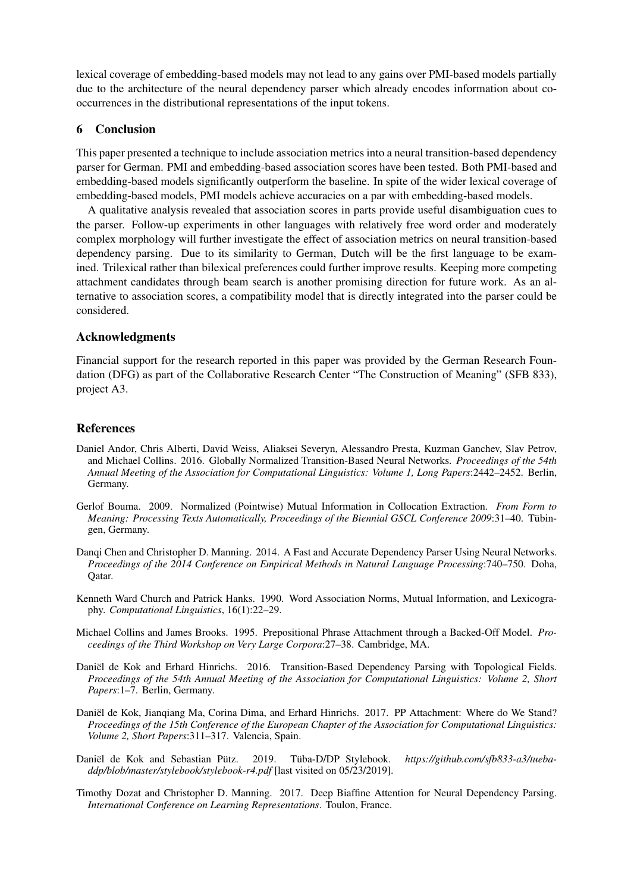lexical coverage of embedding-based models may not lead to any gains over PMI-based models partially due to the architecture of the neural dependency parser which already encodes information about co-occurrences in the distributional representations of the input tokens.

## 6 Conclusion

This paper presented a technique to include association metrics into a neural transition-based dependency parser for German. PMI and embedding-based association scores have been tested. Both PMI-based and embedding-based models significantly outperform the baseline. In spite of the wider lexical coverage of embedding-based models, PMI models achieve accuracies on a par with embedding-based models.

A qualitative analysis revealed that association scores in parts provide useful disambiguation cues to the parser. Follow-up experiments in other languages with relatively free word order and moderately complex morphology will further investigate the effect of association metrics on neural transition-based dependency parsing. Due to its similarity to German, Dutch will be the first language to be examined. Trilexical rather than bilexical preferences could further improve results. Keeping more competing attachment candidates through beam search is another promising direction for future work. As an alternative to association scores, a compatibility model that is directly integrated into the parser could be considered.

## Acknowledgments

Financial support for the research reported in this paper was provided by the German Research Foundation (DFG) as part of the Collaborative Research Center "The Construction of Meaning" (SFB 833), project A3.

## References

Daniel Andor, Chris Alberti, David Weiss, Aliaksei Severyn, Alessandro Presta, Kuzman Ganchev, Slav Petrov, and Michael Collins. 2016. Globally Normalized Transition-Based Neural Networks. *Proceedings of the 54th Annual Meeting of the Association for Computational Linguistics: Volume 1, Long Papers*:2442–2452. Berlin, Germany.

Gerlof Bouma. 2009. Normalized (Pointwise) Mutual Information in Collocation Extraction. *From Form to Meaning: Processing Texts Automatically, Proceedings of the Biennial GSCL Conference 2009*:31–40. Tübingen, Germany.

Danqi Chen and Christopher D. Manning. 2014. A Fast and Accurate Dependency Parser Using Neural Networks. *Proceedings of the 2014 Conference on Empirical Methods in Natural Language Processing*:740–750. Doha, Qatar.

Kenneth Ward Church and Patrick Hanks. 1990. Word Association Norms, Mutual Information, and Lexicography. *Computational Linguistics*, 16(1):22–29.

Michael Collins and James Brooks. 1995. Prepositional Phrase Attachment through a Backed-Off Model. *Proceedings of the Third Workshop on Very Large Corpora*:27–38. Cambridge, MA.

Daniël de Kok and Erhard Hinrichs. 2016. Transition-Based Dependency Parsing with Topological Fields. *Proceedings of the 54th Annual Meeting of the Association for Computational Linguistics: Volume 2, Short Papers*:1–7. Berlin, Germany.

Daniël de Kok, Jianqiang Ma, Corina Dima, and Erhard Hinrichs. 2017. PP Attachment: Where do We Stand? *Proceedings of the 15th Conference of the European Chapter of the Association for Computational Linguistics: Volume 2, Short Papers*:311–317. Valencia, Spain.

Daniël de Kok and Sebastian Pütz. 2019. Tüba-D/DP Stylebook. *https://github.com/sfb833-a3/tueba-ddp/blob/master/stylebook/stylebook-r4.pdf* [last visited on 05/23/2019].

Timothy Dozat and Christopher D. Manning. 2017. Deep Biaffine Attention for Neural Dependency Parsing. *International Conference on Learning Representations*. Toulon, France.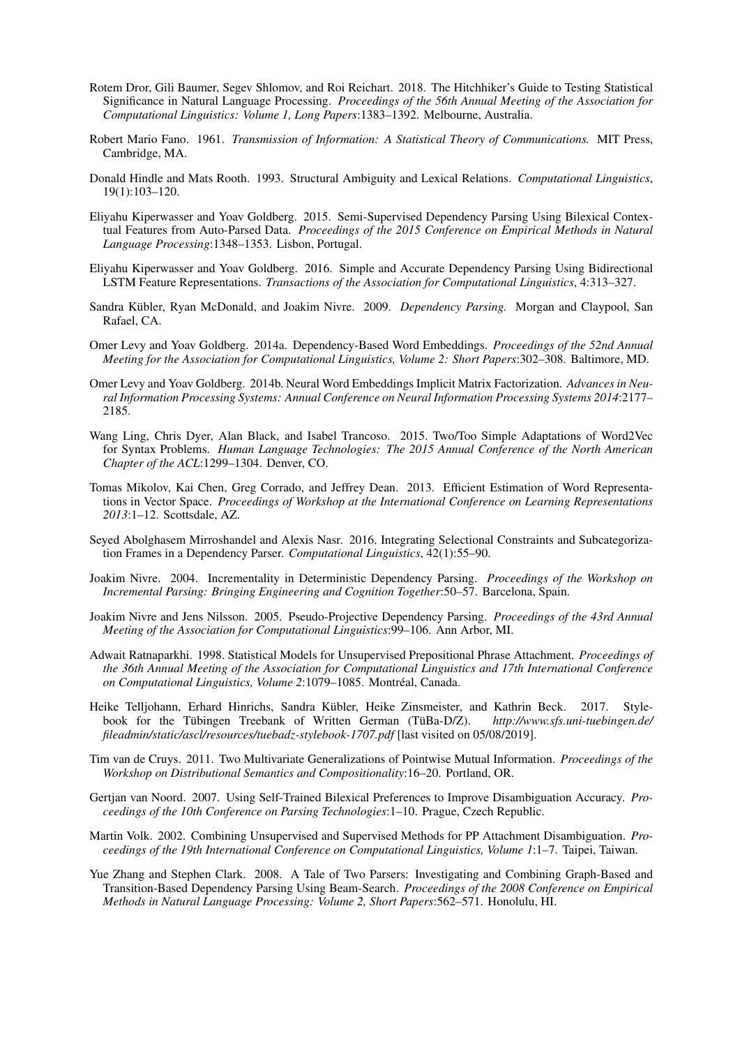Rotem Dror, Gili Baumer, Segev Shlomov, and Roi Reichart. 2018. The Hitchhiker's Guide to Testing Statistical Significance in Natural Language Processing. *Proceedings of the 56th Annual Meeting of the Association for Computational Linguistics: Volume 1, Long Papers*:1383–1392. Melbourne, Australia.

Robert Mario Fano. 1961. *Transmission of Information: A Statistical Theory of Communications.* MIT Press, Cambridge, MA.

Donald Hindle and Mats Rooth. 1993. Structural Ambiguity and Lexical Relations. *Computational Linguistics*, 19(1):103–120.

Eliyahu Kiperwasser and Yoav Goldberg. 2015. Semi-Supervised Dependency Parsing Using Bilexical Contextual Features from Auto-Parsed Data. *Proceedings of the 2015 Conference on Empirical Methods in Natural Language Processing*:1348–1353. Lisbon, Portugal.

Eliyahu Kiperwasser and Yoav Goldberg. 2016. Simple and Accurate Dependency Parsing Using Bidirectional LSTM Feature Representations. *Transactions of the Association for Computational Linguistics*, 4:313–327.

Sandra Kübler, Ryan McDonald, and Joakim Nivre. 2009. *Dependency Parsing.* Morgan and Claypool, San Rafael, CA.

Omer Levy and Yoav Goldberg. 2014a. Dependency-Based Word Embeddings. *Proceedings of the 52nd Annual Meeting for the Association for Computational Linguistics, Volume 2: Short Papers*:302–308. Baltimore, MD.

Omer Levy and Yoav Goldberg. 2014b. Neural Word Embeddings Implicit Matrix Factorization. *Advances in Neural Information Processing Systems: Annual Conference on Neural Information Processing Systems 2014*:2177–2185.

Wang Ling, Chris Dyer, Alan Black, and Isabel Trancoso. 2015. Two/Too Simple Adaptations of Word2Vec for Syntax Problems. *Human Language Technologies: The 2015 Annual Conference of the North American Chapter of the ACL*:1299–1304. Denver, CO.

Tomas Mikolov, Kai Chen, Greg Corrado, and Jeffrey Dean. 2013. Efficient Estimation of Word Representations in Vector Space. *Proceedings of Workshop at the International Conference on Learning Representations 2013*:1–12. Scottsdale, AZ.

Seyed Abolghasem Mirroshandel and Alexis Nasr. 2016. Integrating Selectional Constraints and Subcategorization Frames in a Dependency Parser. *Computational Linguistics*, 42(1):55–90.

Joakim Nivre. 2004. Incrementality in Deterministic Dependency Parsing. *Proceedings of the Workshop on Incremental Parsing: Bringing Engineering and Cognition Together*:50–57. Barcelona, Spain.

Joakim Nivre and Jens Nilsson. 2005. Pseudo-Projective Dependency Parsing. *Proceedings of the 43rd Annual Meeting of the Association for Computational Linguistics*:99–106. Ann Arbor, MI.

Adwait Ratnaparkhi. 1998. Statistical Models for Unsupervised Prepositional Phrase Attachment. *Proceedings of the 36th Annual Meeting of the Association for Computational Linguistics and 17th International Conference on Computational Linguistics, Volume 2*:1079–1085. Montréal, Canada.

Heike Telljohann, Erhard Hinrichs, Sandra Kübler, Heike Zinsmeister, and Kathrin Beck. 2017. Stylebook for the Tübingen Treebank of Written German (TüBa-D/Z). *http://www.sfs.uni-tuebingen.de/fileadmin/static/ascl/resources/tuebadz-stylebook-1707.pdf* [last visited on 05/08/2019].

Tim van de Cruys. 2011. Two Multivariate Generalizations of Pointwise Mutual Information. *Proceedings of the Workshop on Distributional Semantics and Compositionality*:16–20. Portland, OR.

Gertjan van Noord. 2007. Using Self-Trained Bilexical Preferences to Improve Disambiguation Accuracy. *Proceedings of the 10th Conference on Parsing Technologies*:1–10. Prague, Czech Republic.

Martin Volk. 2002. Combining Unsupervised and Supervised Methods for PP Attachment Disambiguation. *Proceedings of the 19th International Conference on Computational Linguistics, Volume 1*:1–7. Taipei, Taiwan.

Yue Zhang and Stephen Clark. 2008. A Tale of Two Parsers: Investigating and Combining Graph-Based and Transition-Based Dependency Parsing Using Beam-Search. *Proceedings of the 2008 Conference on Empirical Methods in Natural Language Processing: Volume 2, Short Papers*:562–571. Honolulu, HI.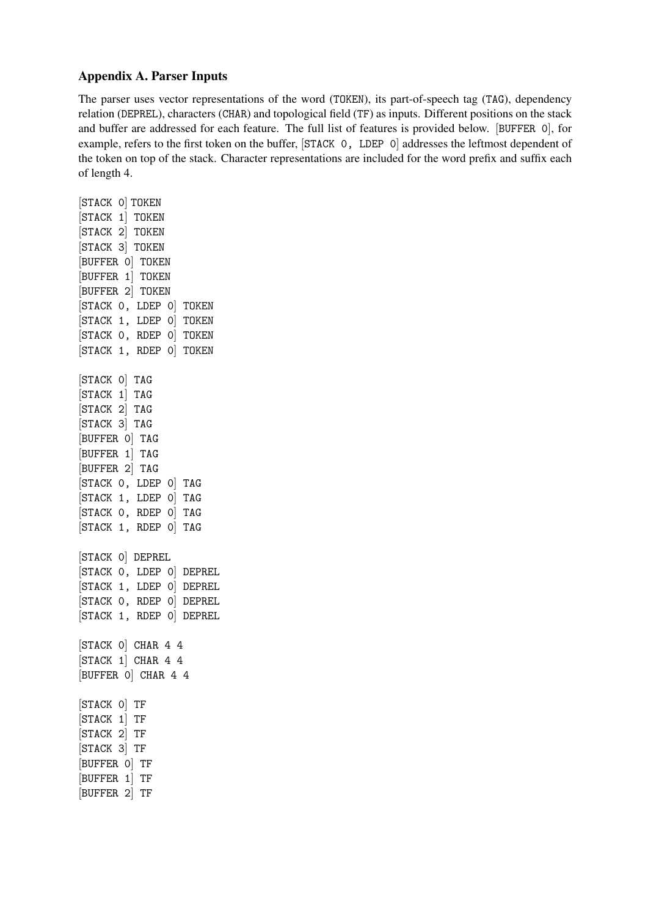### Appendix A. Parser Inputs

The parser uses vector representations of the word (`TOKEN`), its part-of-speech tag (`TAG`), dependency relation (`DEPREL`), characters (`CHAR`) and topological field (`TF`) as inputs. Different positions on the stack and buffer are addressed for each feature. The full list of features is provided below. [`BUFFER 0`], for example, refers to the first token on the buffer, [`STACK 0, LDEP 0`] addresses the leftmost dependent of the token on top of the stack. Character representations are included for the word prefix and suffix each of length 4.

```
[STACK 0] TOKEN
[STACK 1] TOKEN
[STACK 2] TOKEN
[STACK 3] TOKEN
[BUFFER 0] TOKEN
[BUFFER 1] TOKEN
[BUFFER 2] TOKEN
[STACK 0, LDEP 0] TOKEN
[STACK 1, LDEP 0] TOKEN
[STACK 0, RDEP 0] TOKEN
[STACK 1, RDEP 0] TOKEN

[STACK 0] TAG
[STACK 1] TAG
[STACK 2] TAG
[STACK 3] TAG
[BUFFER 0] TAG
[BUFFER 1] TAG
[BUFFER 2] TAG
[STACK 0, LDEP 0] TAG
[STACK 1, LDEP 0] TAG
[STACK 0, RDEP 0] TAG
[STACK 1, RDEP 0] TAG

[STACK 0] DEPREL
[STACK 0, LDEP 0] DEPREL
[STACK 1, LDEP 0] DEPREL
[STACK 0, RDEP 0] DEPREL
[STACK 1, RDEP 0] DEPREL

[STACK 0] CHAR 4 4
[STACK 1] CHAR 4 4
[BUFFER 0] CHAR 4 4

[STACK 0] TF
[STACK 1] TF
[STACK 2] TF
[STACK 3] TF
[BUFFER 0] TF
[BUFFER 1] TF
[BUFFER 2] TF
```